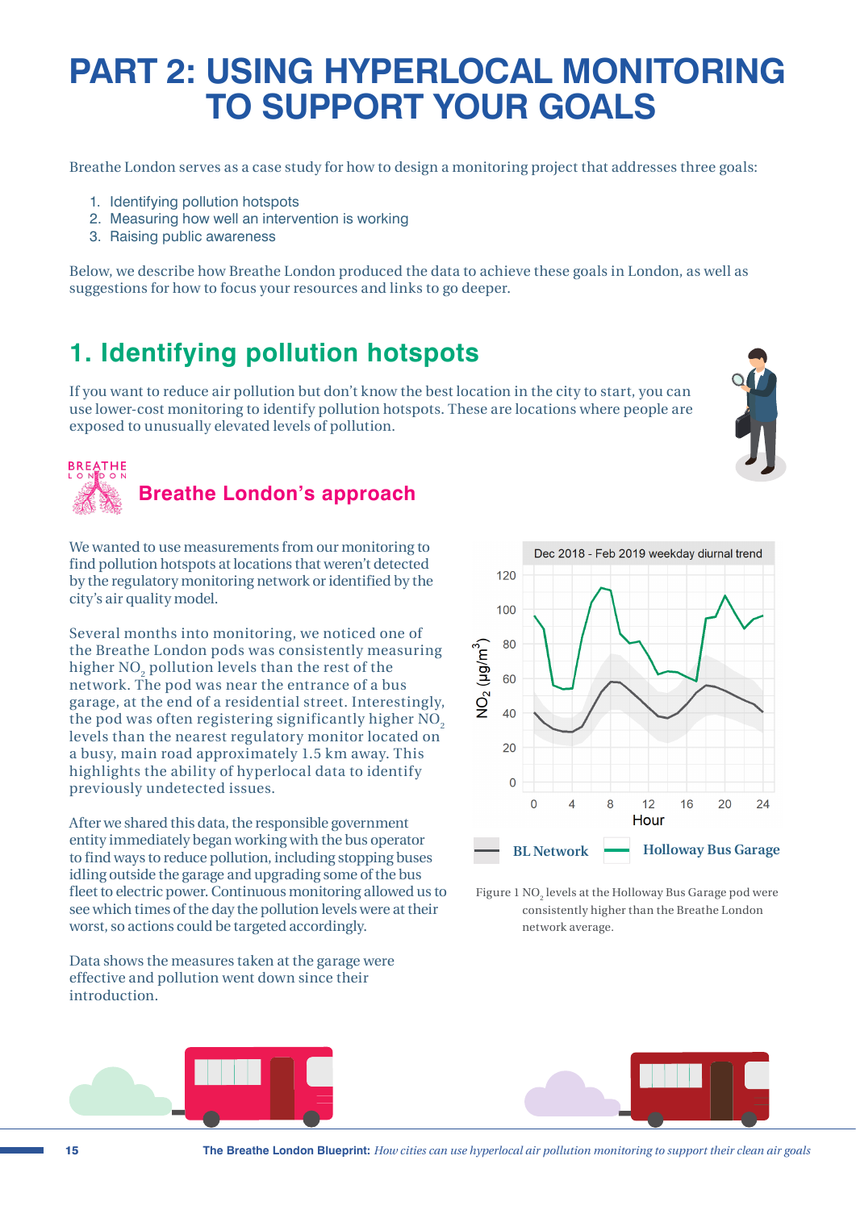# PART 2: USING HYPERLOCAL MONITORING TO SUPPORT YOUR GOALS

Breathe London serves as a case study for how to design a monitoring project that addresses three goals:

1. Identifying pollution hotspots
2. Measuring how well an intervention is working
3. Raising public awareness

Below, we describe how Breathe London produced the data to achieve these goals in London, as well as suggestions for how to focus your resources and links to go deeper.

## 1. Identifying pollution hotspots

If you want to reduce air pollution but don't know the best location in the city to start, you can use lower-cost monitoring to identify pollution hotspots. These are locations where people are exposed to unusually elevated levels of pollution.

### Breathe London's approach

We wanted to use measurements from our monitoring to find pollution hotspots at locations that weren't detected by the regulatory monitoring network or identified by the city's air quality model.

Several months into monitoring, we noticed one of the Breathe London pods was consistently measuring higher $NO_2$ pollution levels than the rest of the network. The pod was near the entrance of a bus garage, at the end of a residential street. Interestingly, the pod was often registering significantly higher $NO_2$ levels than the nearest regulatory monitor located on a busy, main road approximately 1.5 km away. This highlights the ability of hyperlocal data to identify previously undetected issues.

After we shared this data, the responsible government entity immediately began working with the bus operator to find ways to reduce pollution, including stopping buses idling outside the garage and upgrading some of the bus fleet to electric power. Continuous monitoring allowed us to see which times of the day the pollution levels were at their worst, so actions could be targeted accordingly.

Data shows the measures taken at the garage were effective and pollution went down since their introduction.

Dec 2018 - Feb 2019 weekday diurnal trend

Figure 1 $NO_2$ levels at the Holloway Bus Garage pod were consistently higher than the Breathe London network average.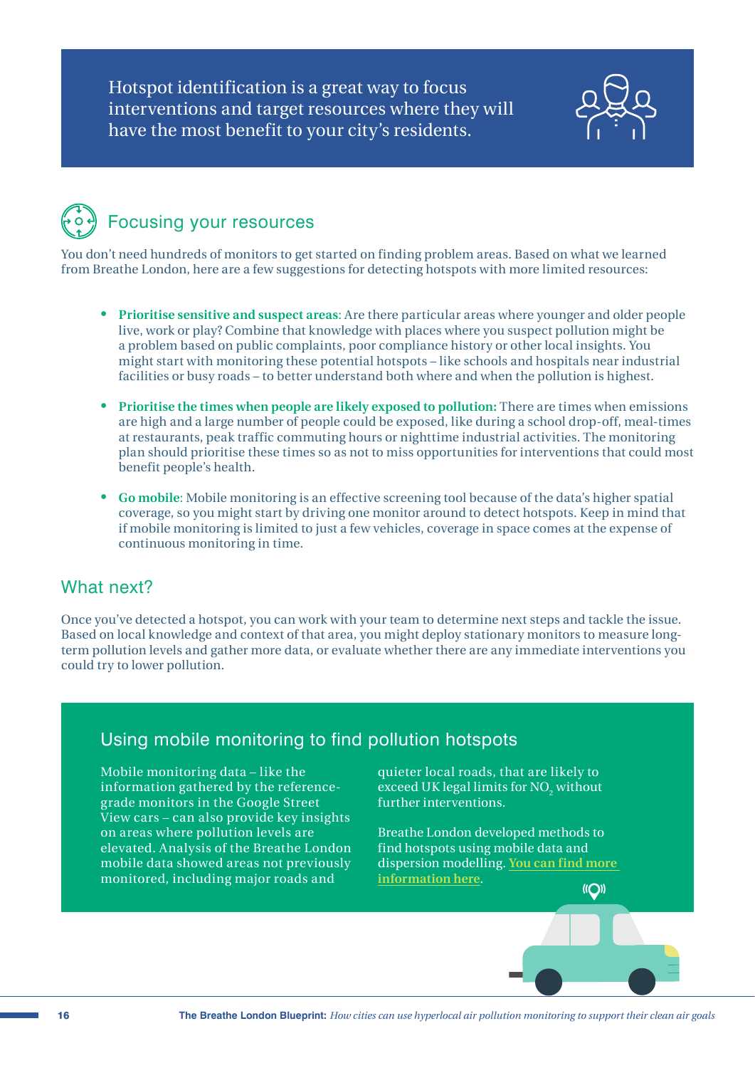Hotspot identification is a great way to focus interventions and target resources where they will have the most benefit to your city's residents.

## Focusing your resources

You don't need hundreds of monitors to get started on finding problem areas. Based on what we learned from Breathe London, here are a few suggestions for detecting hotspots with more limited resources:

- **Prioritise sensitive and suspect areas**: Are there particular areas where younger and older people live, work or play? Combine that knowledge with places where you suspect pollution might be a problem based on public complaints, poor compliance history or other local insights. You might start with monitoring these potential hotspots – like schools and hospitals near industrial facilities or busy roads – to better understand both where and when the pollution is highest.
- **Prioritise the times when people are likely exposed to pollution:** There are times when emissions are high and a large number of people could be exposed, like during a school drop-off, meal-times at restaurants, peak traffic commuting hours or nighttime industrial activities. The monitoring plan should prioritise these times so as not to miss opportunities for interventions that could most benefit people's health.
- **Go mobile**: Mobile monitoring is an effective screening tool because of the data's higher spatial coverage, so you might start by driving one monitor around to detect hotspots. Keep in mind that if mobile monitoring is limited to just a few vehicles, coverage in space comes at the expense of continuous monitoring in time.

## What next?

Once you've detected a hotspot, you can work with your team to determine next steps and tackle the issue. Based on local knowledge and context of that area, you might deploy stationary monitors to measure long-term pollution levels and gather more data, or evaluate whether there are any immediate interventions you could try to lower pollution.

### Using mobile monitoring to find pollution hotspots

Mobile monitoring data – like the information gathered by the reference-grade monitors in the Google Street View cars – can also provide key insights on areas where pollution levels are elevated. Analysis of the Breathe London mobile data showed areas not previously monitored, including major roads and quieter local roads, that are likely to exceed UK legal limits for $NO_2$ without further interventions.

Breathe London developed methods to find hotspots using mobile data and dispersion modelling. You can find more information here.